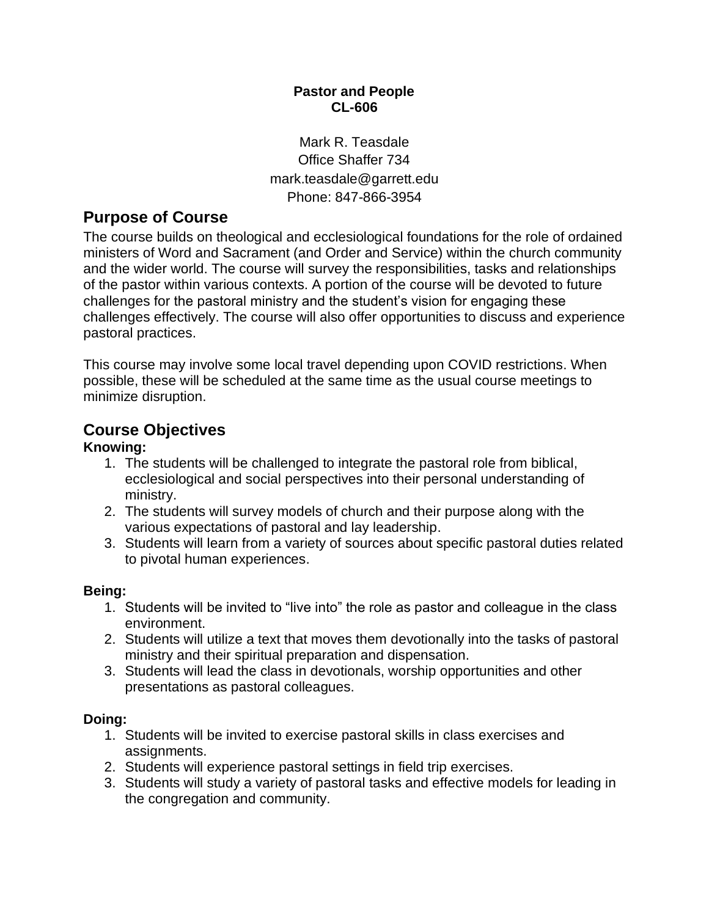**Pastor and People**
**CL-606**

Mark R. Teasdale
Office Shaffer 734
mark.teasdale@garrett.edu
Phone: 847-866-3954

## Purpose of Course

The course builds on theological and ecclesiological foundations for the role of ordained ministers of Word and Sacrament (and Order and Service) within the church community and the wider world. The course will survey the responsibilities, tasks and relationships of the pastor within various contexts. A portion of the course will be devoted to future challenges for the pastoral ministry and the student's vision for engaging these challenges effectively. The course will also offer opportunities to discuss and experience pastoral practices.

This course may involve some local travel depending upon COVID restrictions. When possible, these will be scheduled at the same time as the usual course meetings to minimize disruption.

## Course Objectives

**Knowing:**

1. The students will be challenged to integrate the pastoral role from biblical, ecclesiological and social perspectives into their personal understanding of ministry.
2. The students will survey models of church and their purpose along with the various expectations of pastoral and lay leadership.
3. Students will learn from a variety of sources about specific pastoral duties related to pivotal human experiences.

**Being:**

1. Students will be invited to "live into" the role as pastor and colleague in the class environment.
2. Students will utilize a text that moves them devotionally into the tasks of pastoral ministry and their spiritual preparation and dispensation.
3. Students will lead the class in devotionals, worship opportunities and other presentations as pastoral colleagues.

**Doing:**

1. Students will be invited to exercise pastoral skills in class exercises and assignments.
2. Students will experience pastoral settings in field trip exercises.
3. Students will study a variety of pastoral tasks and effective models for leading in the congregation and community.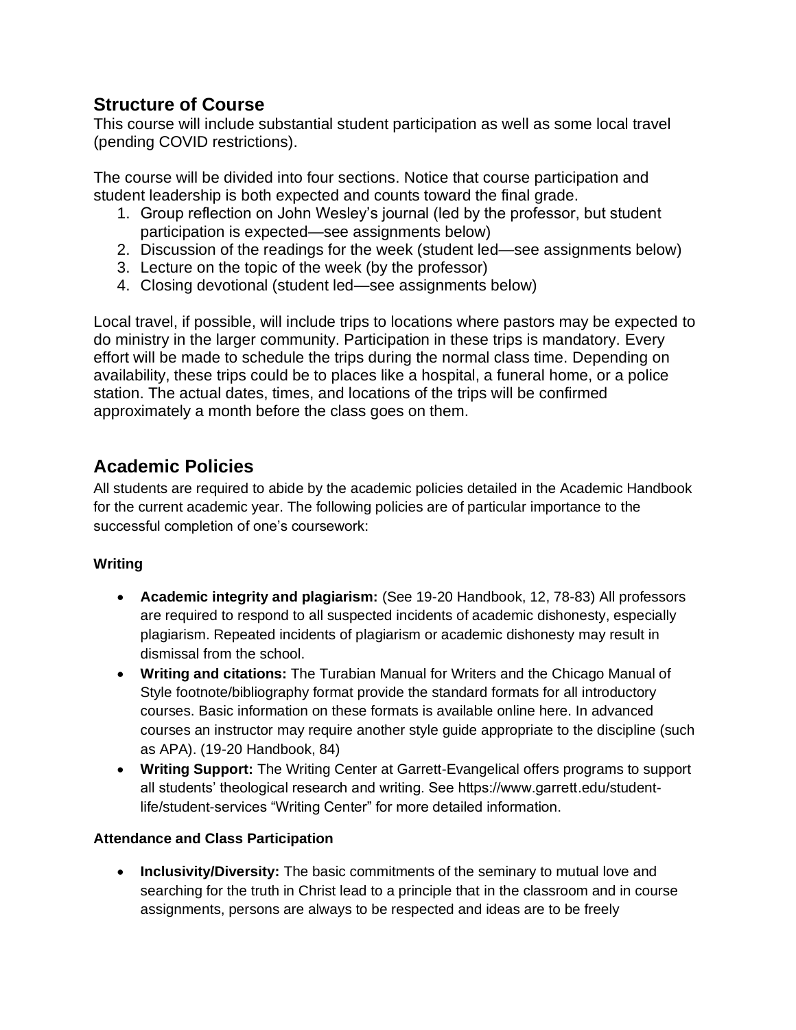## Structure of Course

This course will include substantial student participation as well as some local travel (pending COVID restrictions).

The course will be divided into four sections. Notice that course participation and student leadership is both expected and counts toward the final grade.

1. Group reflection on John Wesley's journal (led by the professor, but student participation is expected—see assignments below)
2. Discussion of the readings for the week (student led—see assignments below)
3. Lecture on the topic of the week (by the professor)
4. Closing devotional (student led—see assignments below)

Local travel, if possible, will include trips to locations where pastors may be expected to do ministry in the larger community. Participation in these trips is mandatory. Every effort will be made to schedule the trips during the normal class time. Depending on availability, these trips could be to places like a hospital, a funeral home, or a police station. The actual dates, times, and locations of the trips will be confirmed approximately a month before the class goes on them.

## Academic Policies

All students are required to abide by the academic policies detailed in the Academic Handbook for the current academic year. The following policies are of particular importance to the successful completion of one's coursework:

#### Writing

- **Academic integrity and plagiarism:** (See 19-20 Handbook, 12, 78-83) All professors are required to respond to all suspected incidents of academic dishonesty, especially plagiarism. Repeated incidents of plagiarism or academic dishonesty may result in dismissal from the school.
- **Writing and citations:** The Turabian Manual for Writers and the Chicago Manual of Style footnote/bibliography format provide the standard formats for all introductory courses. Basic information on these formats is available online here. In advanced courses an instructor may require another style guide appropriate to the discipline (such as APA). (19-20 Handbook, 84)
- **Writing Support:** The Writing Center at Garrett-Evangelical offers programs to support all students' theological research and writing. See https://www.garrett.edu/student-life/student-services "Writing Center" for more detailed information.

#### Attendance and Class Participation

- **Inclusivity/Diversity:** The basic commitments of the seminary to mutual love and searching for the truth in Christ lead to a principle that in the classroom and in course assignments, persons are always to be respected and ideas are to be freely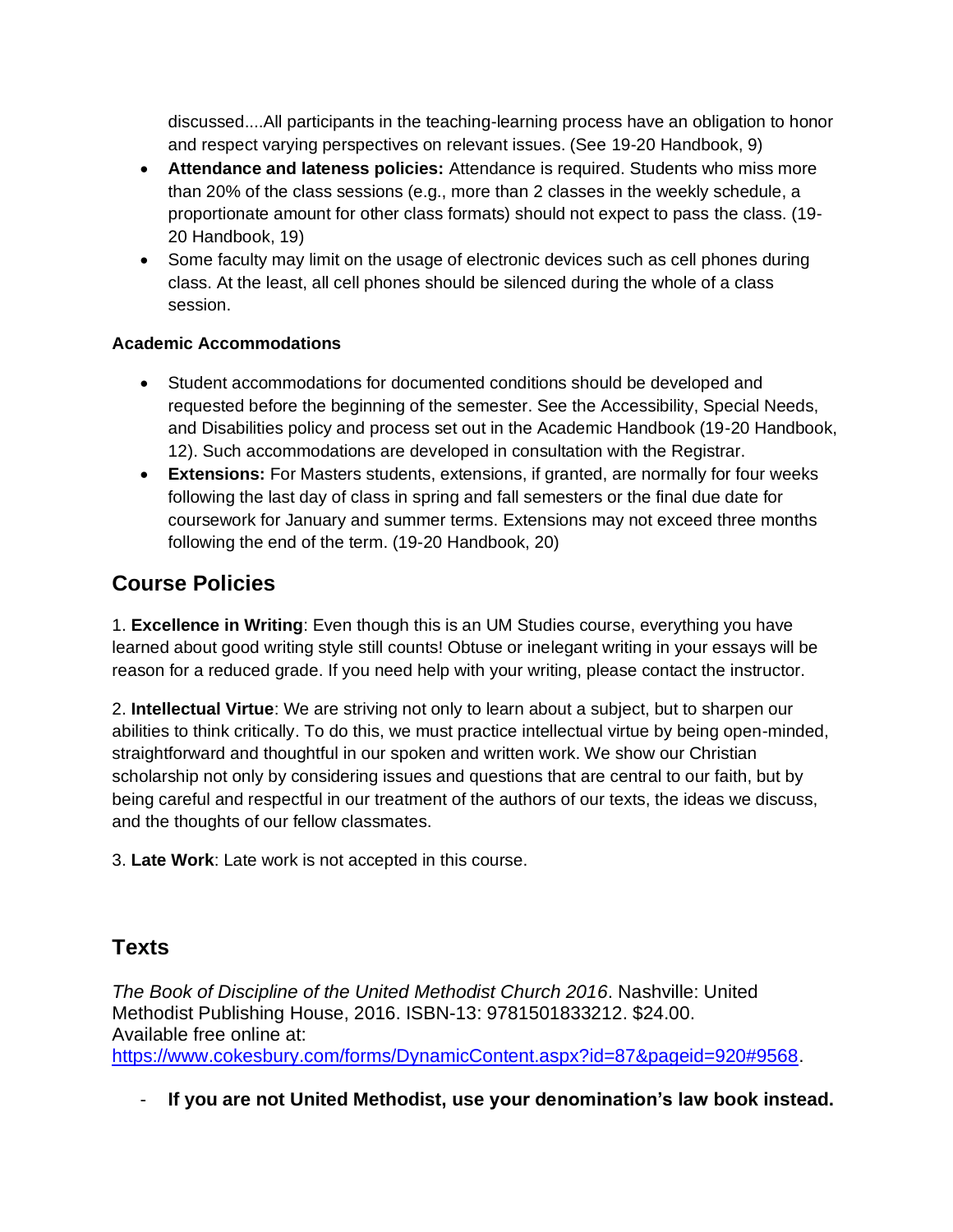discussed....All participants in the teaching-learning process have an obligation to honor and respect varying perspectives on relevant issues. (See 19-20 Handbook, 9)

- **Attendance and lateness policies:** Attendance is required. Students who miss more than 20% of the class sessions (e.g., more than 2 classes in the weekly schedule, a proportionate amount for other class formats) should not expect to pass the class. (19-20 Handbook, 19)
- Some faculty may limit on the usage of electronic devices such as cell phones during class. At the least, all cell phones should be silenced during the whole of a class session.

#### Academic Accommodations

- Student accommodations for documented conditions should be developed and requested before the beginning of the semester. See the Accessibility, Special Needs, and Disabilities policy and process set out in the Academic Handbook (19-20 Handbook, 12). Such accommodations are developed in consultation with the Registrar.
- **Extensions:** For Masters students, extensions, if granted, are normally for four weeks following the last day of class in spring and fall semesters or the final due date for coursework for January and summer terms. Extensions may not exceed three months following the end of the term. (19-20 Handbook, 20)

## Course Policies

1. **Excellence in Writing**: Even though this is an UM Studies course, everything you have learned about good writing style still counts! Obtuse or inelegant writing in your essays will be reason for a reduced grade. If you need help with your writing, please contact the instructor.

2. **Intellectual Virtue**: We are striving not only to learn about a subject, but to sharpen our abilities to think critically. To do this, we must practice intellectual virtue by being open-minded, straightforward and thoughtful in our spoken and written work. We show our Christian scholarship not only by considering issues and questions that are central to our faith, but by being careful and respectful in our treatment of the authors of our texts, the ideas we discuss, and the thoughts of our fellow classmates.

3. **Late Work**: Late work is not accepted in this course.

## Texts

*The Book of Discipline of the United Methodist Church 2016*. Nashville: United Methodist Publishing House, 2016. ISBN-13: 9781501833212. $24.00.
Available free online at:
https://www.cokesbury.com/forms/DynamicContent.aspx?id=87&pageid=920#9568.

- **If you are not United Methodist, use your denomination's law book instead.**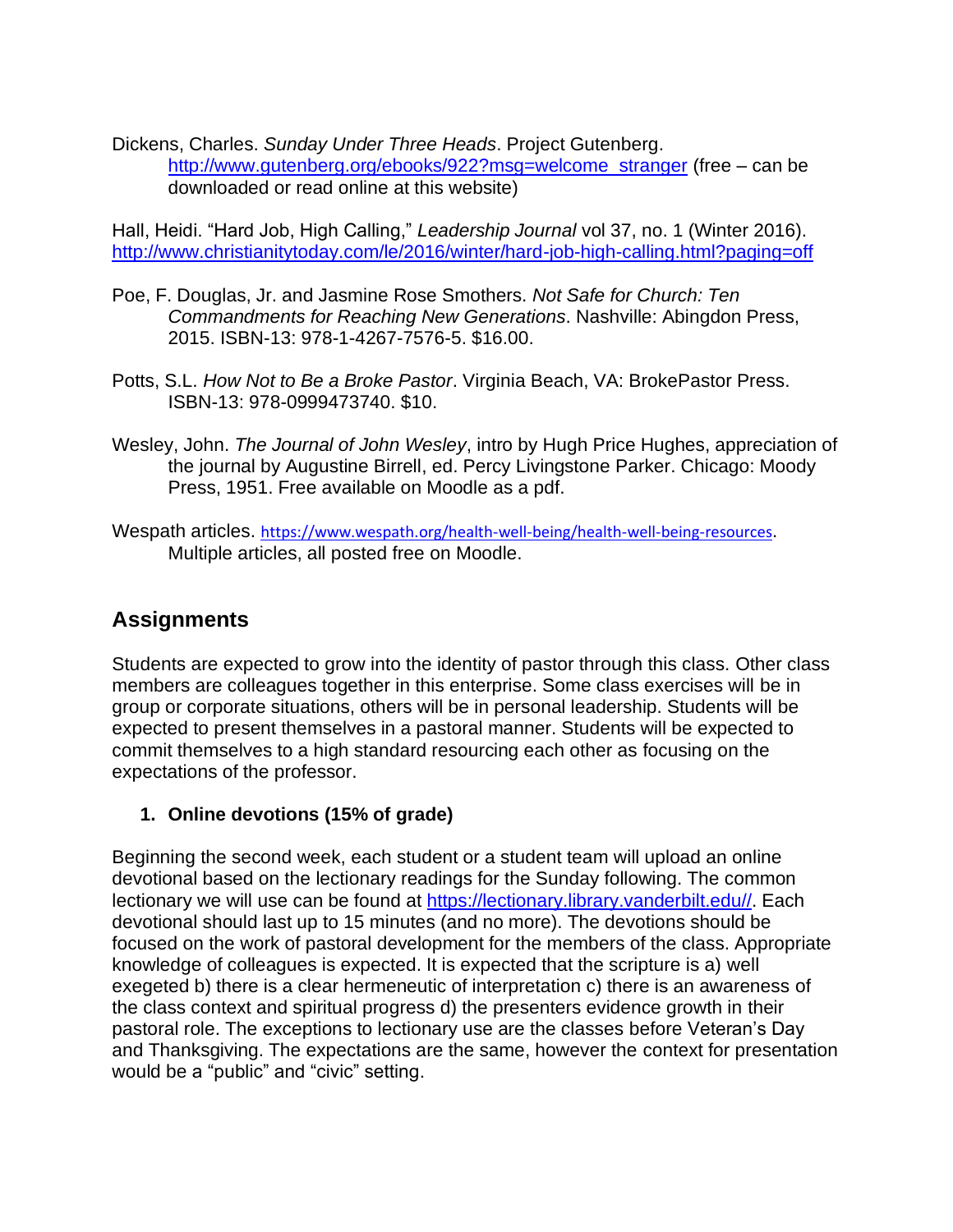Dickens, Charles. *Sunday Under Three Heads*. Project Gutenberg. http://www.gutenberg.org/ebooks/922?msg=welcome_stranger (free – can be downloaded or read online at this website)

Hall, Heidi. "Hard Job, High Calling," *Leadership Journal* vol 37, no. 1 (Winter 2016). http://www.christianitytoday.com/le/2016/winter/hard-job-high-calling.html?paging=off

Poe, F. Douglas, Jr. and Jasmine Rose Smothers. *Not Safe for Church: Ten Commandments for Reaching New Generations*. Nashville: Abingdon Press, 2015. ISBN-13: 978-1-4267-7576-5. $16.00.

Potts, S.L. *How Not to Be a Broke Pastor*. Virginia Beach, VA: BrokePastor Press. ISBN-13: 978-0999473740. $10.

Wesley, John. *The Journal of John Wesley*, intro by Hugh Price Hughes, appreciation of the journal by Augustine Birrell, ed. Percy Livingstone Parker. Chicago: Moody Press, 1951. Free available on Moodle as a pdf.

Wespath articles. https://www.wespath.org/health-well-being/health-well-being-resources. Multiple articles, all posted free on Moodle.

## Assignments

Students are expected to grow into the identity of pastor through this class. Other class members are colleagues together in this enterprise. Some class exercises will be in group or corporate situations, others will be in personal leadership. Students will be expected to present themselves in a pastoral manner. Students will be expected to commit themselves to a high standard resourcing each other as focusing on the expectations of the professor.

1. **Online devotions (15% of grade)**

Beginning the second week, each student or a student team will upload an online devotional based on the lectionary readings for the Sunday following. The common lectionary we will use can be found at https://lectionary.library.vanderbilt.edu//. Each devotional should last up to 15 minutes (and no more). The devotions should be focused on the work of pastoral development for the members of the class. Appropriate knowledge of colleagues is expected. It is expected that the scripture is a) well exegeted b) there is a clear hermeneutic of interpretation c) there is an awareness of the class context and spiritual progress d) the presenters evidence growth in their pastoral role. The exceptions to lectionary use are the classes before Veteran's Day and Thanksgiving. The expectations are the same, however the context for presentation would be a "public" and "civic" setting.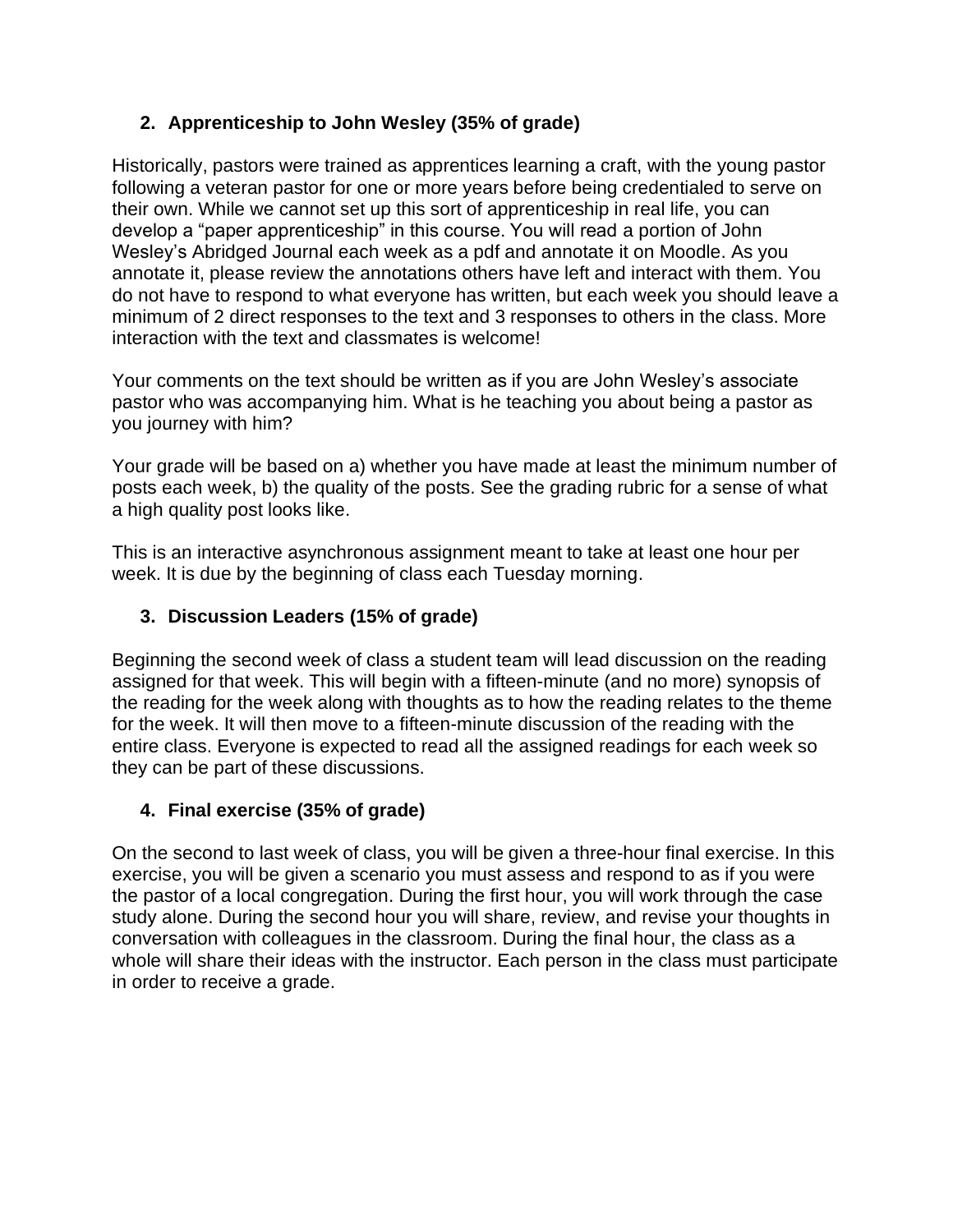**2. Apprenticeship to John Wesley (35% of grade)**

Historically, pastors were trained as apprentices learning a craft, with the young pastor following a veteran pastor for one or more years before being credentialed to serve on their own. While we cannot set up this sort of apprenticeship in real life, you can develop a "paper apprenticeship" in this course. You will read a portion of John Wesley's Abridged Journal each week as a pdf and annotate it on Moodle. As you annotate it, please review the annotations others have left and interact with them. You do not have to respond to what everyone has written, but each week you should leave a minimum of 2 direct responses to the text and 3 responses to others in the class. More interaction with the text and classmates is welcome!

Your comments on the text should be written as if you are John Wesley's associate pastor who was accompanying him. What is he teaching you about being a pastor as you journey with him?

Your grade will be based on a) whether you have made at least the minimum number of posts each week, b) the quality of the posts. See the grading rubric for a sense of what a high quality post looks like.

This is an interactive asynchronous assignment meant to take at least one hour per week. It is due by the beginning of class each Tuesday morning.

**3. Discussion Leaders (15% of grade)**

Beginning the second week of class a student team will lead discussion on the reading assigned for that week. This will begin with a fifteen-minute (and no more) synopsis of the reading for the week along with thoughts as to how the reading relates to the theme for the week. It will then move to a fifteen-minute discussion of the reading with the entire class. Everyone is expected to read all the assigned readings for each week so they can be part of these discussions.

**4. Final exercise (35% of grade)**

On the second to last week of class, you will be given a three-hour final exercise. In this exercise, you will be given a scenario you must assess and respond to as if you were the pastor of a local congregation. During the first hour, you will work through the case study alone. During the second hour you will share, review, and revise your thoughts in conversation with colleagues in the classroom. During the final hour, the class as a whole will share their ideas with the instructor. Each person in the class must participate in order to receive a grade.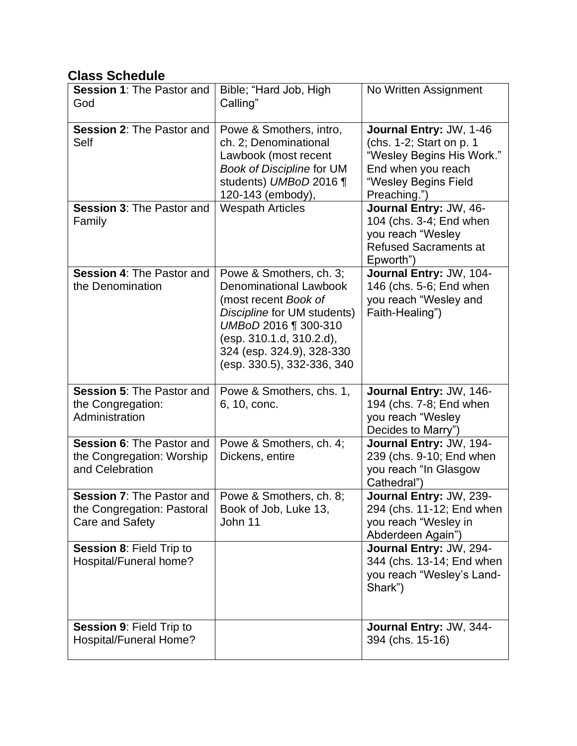## Class Schedule

| **Session 1**: The Pastor and God | Bible; "Hard Job, High Calling" | No Written Assignment |
|---|---|---|
| **Session 2**: The Pastor and Self | Powe & Smothers, intro, ch. 2; Denominational Lawbook (most recent *Book of Discipline* for UM students) *UMBoD* 2016 ¶ 120-143 (embody), | **Journal Entry:** JW, 1-46 (chs. 1-2; Start on p. 1 "Wesley Begins His Work." End when you reach "Wesley Begins Field Preaching.") |
| **Session 3**: The Pastor and Family | Wespath Articles | **Journal Entry:** JW, 46-104 (chs. 3-4; End when you reach "Wesley Refused Sacraments at Epworth") |
| **Session 4**: The Pastor and the Denomination | Powe & Smothers, ch. 3; Denominational Lawbook (most recent *Book of Discipline* for UM students) *UMBoD* 2016 ¶ 300-310 (esp. 310.1.d, 310.2.d), 324 (esp. 324.9), 328-330 (esp. 330.5), 332-336, 340 | **Journal Entry:** JW, 104-146 (chs. 5-6; End when you reach "Wesley and Faith-Healing") |
| **Session 5**: The Pastor and the Congregation: Administration | Powe & Smothers, chs. 1, 6, 10, conc. | **Journal Entry:** JW, 146-194 (chs. 7-8; End when you reach "Wesley Decides to Marry") |
| **Session 6**: The Pastor and the Congregation: Worship and Celebration | Powe & Smothers, ch. 4; Dickens, entire | **Journal Entry:** JW, 194-239 (chs. 9-10; End when you reach "In Glasgow Cathedral") |
| **Session 7**: The Pastor and the Congregation: Pastoral Care and Safety | Powe & Smothers, ch. 8; Book of Job, Luke 13, John 11 | **Journal Entry:** JW, 239-294 (chs. 11-12; End when you reach "Wesley in Abderdeen Again") |
| **Session 8**: Field Trip to Hospital/Funeral home? | | **Journal Entry:** JW, 294-344 (chs. 13-14; End when you reach "Wesley's Land-Shark") |
| **Session 9**: Field Trip to Hospital/Funeral Home? | | **Journal Entry:** JW, 344-394 (chs. 15-16) |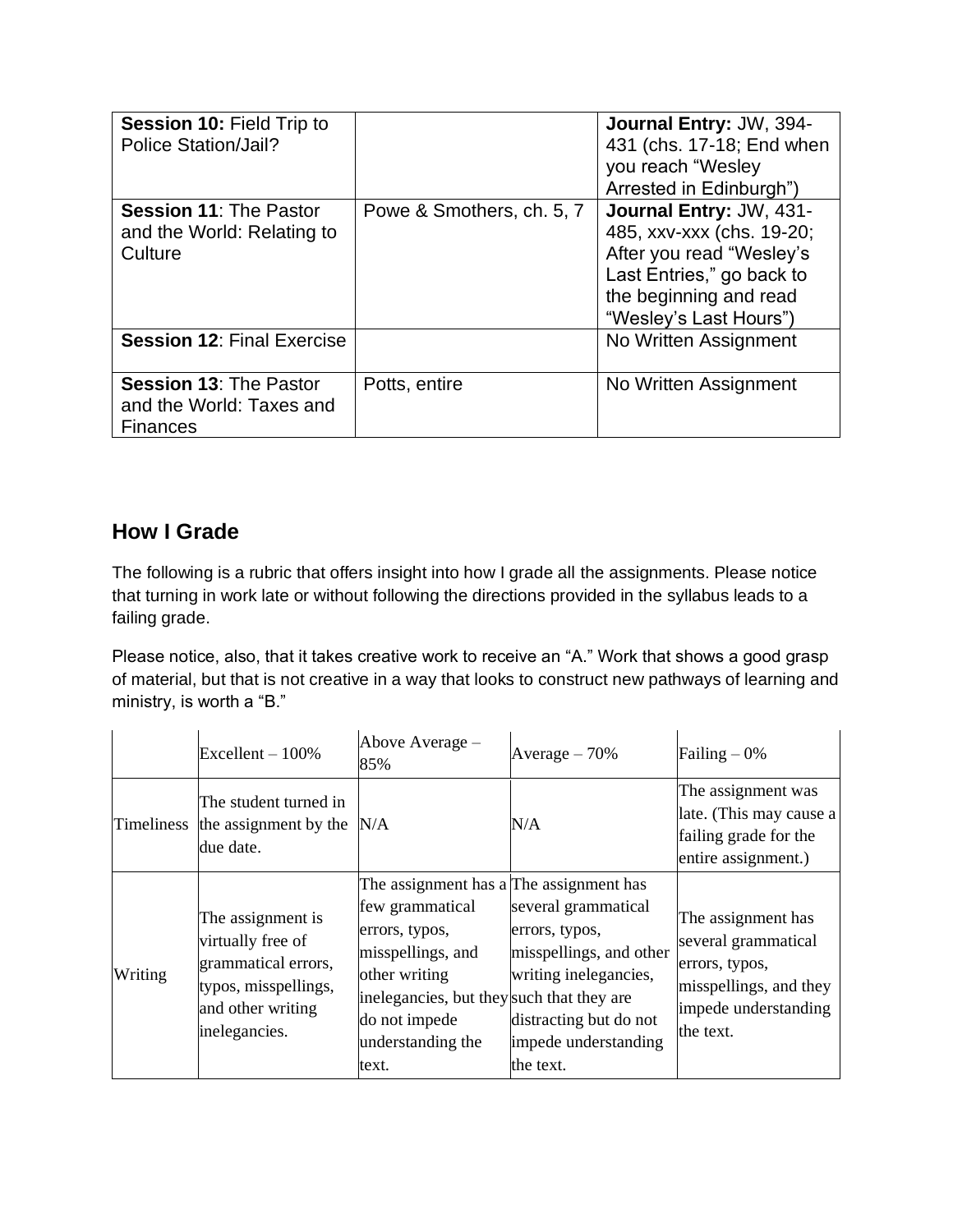| **Session 10:** Field Trip to Police Station/Jail? | | **Journal Entry:** JW, 394-431 (chs. 17-18; End when you reach "Wesley Arrested in Edinburgh") |
|---|---|---|
| **Session 11**: The Pastor and the World: Relating to Culture | Powe & Smothers, ch. 5, 7 | **Journal Entry:** JW, 431-485, xxv-xxx (chs. 19-20; After you read "Wesley's Last Entries," go back to the beginning and read "Wesley's Last Hours") |
| **Session 12**: Final Exercise | | No Written Assignment |
| **Session 13**: The Pastor and the World: Taxes and Finances | Potts, entire | No Written Assignment |

## How I Grade

The following is a rubric that offers insight into how I grade all the assignments. Please notice that turning in work late or without following the directions provided in the syllabus leads to a failing grade.

Please notice, also, that it takes creative work to receive an "A." Work that shows a good grasp of material, but that is not creative in a way that looks to construct new pathways of learning and ministry, is worth a "B."

| | Excellent – 100% | Above Average – 85% | Average – 70% | Failing – 0% |
|---|---|---|---|---|
| Timeliness | The student turned in the assignment by the due date. | N/A | N/A | The assignment was late. (This may cause a failing grade for the entire assignment.) |
| Writing | The assignment is virtually free of grammatical errors, typos, misspellings, and other writing inelegancies. | The assignment has a few grammatical errors, typos, misspellings, and other writing inelegancies, but they do not impede understanding the text. | The assignment has several grammatical errors, typos, misspellings, and other writing inelegancies, such that they are distracting but do not impede understanding the text. | The assignment has several grammatical errors, typos, misspellings, and they impede understanding the text. |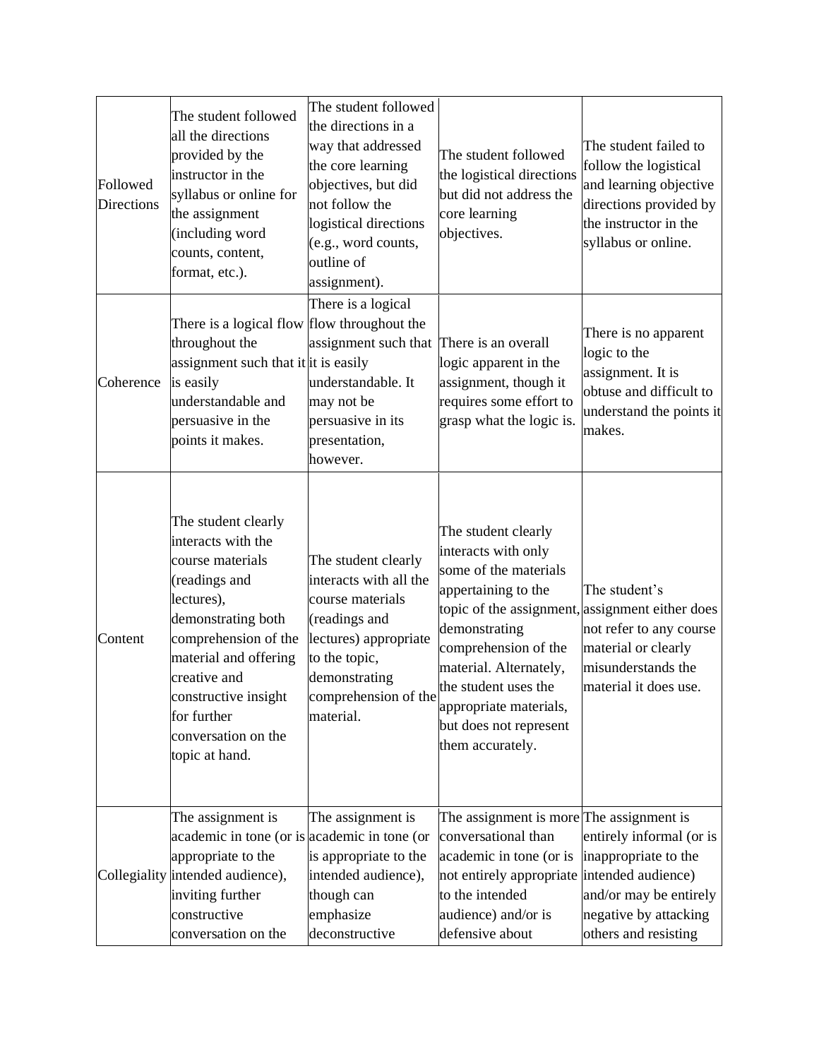| | | | | |
|---|---|---|---|---|
| Followed Directions | The student followed all the directions provided by the instructor in the syllabus or online for the assignment (including word counts, content, format, etc.). | The student followed the directions in a way that addressed the core learning objectives, but did not follow the logistical directions (e.g., word counts, outline of assignment). | The student followed the logistical directions but did not address the core learning objectives. | The student failed to follow the logistical and learning objective directions provided by the instructor in the syllabus or online. |
| Coherence | There is a logical flow throughout the assignment such that it is easily understandable and persuasive in the points it makes. | There is a logical flow throughout the assignment such that it is easily understandable. It may not be persuasive in its presentation, however. | There is an overall logic apparent in the assignment, though it requires some effort to grasp what the logic is. | There is no apparent logic to the assignment. It is obtuse and difficult to understand the points it makes. |
| Content | The student clearly interacts with the course materials (readings and lectures), demonstrating both comprehension of the material and offering creative and constructive insight for further conversation on the topic at hand. | The student clearly interacts with all the course materials (readings and lectures) appropriate to the topic, demonstrating comprehension of the material. | The student clearly interacts with only some of the materials appertaining to the topic of the assignment, demonstrating comprehension of the material. Alternately, the student uses the appropriate materials, but does not represent them accurately. | The student's assignment either does not refer to any course material or clearly misunderstands the material it does use. |
| Collegiality | The assignment is academic in tone (or is appropriate to the intended audience), inviting further constructive conversation on the | The assignment is academic in tone (or is appropriate to the intended audience), though can emphasize deconstructive | The assignment is more conversational than academic in tone (or is not entirely appropriate to the intended audience) and/or is defensive about | The assignment is entirely informal (or is inappropriate to the intended audience) and/or may be entirely negative by attacking others and resisting |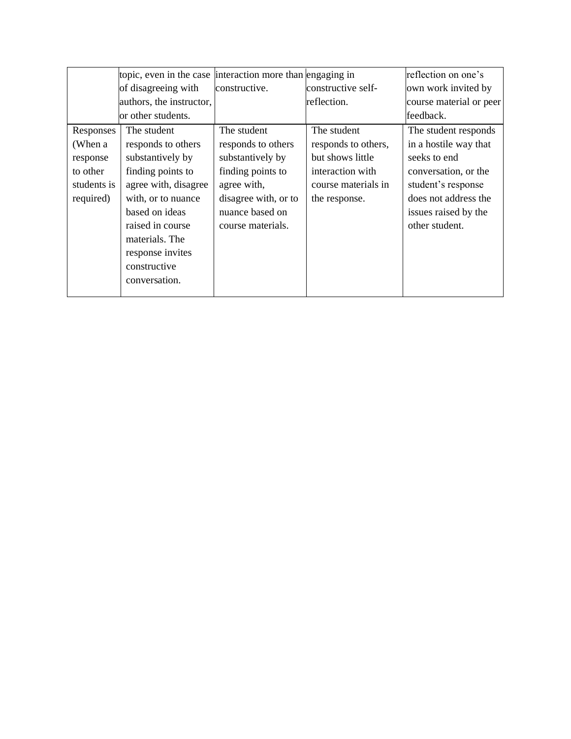| | | | | |
|---|---|---|---|---|
| | topic, even in the case of disagreeing with authors, the instructor, or other students. | interaction more than constructive. | engaging in constructive self-reflection. | reflection on one's own work invited by course material or peer feedback. |
| Responses (When a response to other students is required) | The student responds to others substantively by finding points to agree with, disagree with, or to nuance based on ideas raised in course materials. The response invites constructive conversation. | The student responds to others substantively by finding points to agree with, disagree with, or to nuance based on course materials. | The student responds to others, but shows little interaction with course materials in the response. | The student responds in a hostile way that seeks to end conversation, or the student's response does not address the issues raised by the other student. |